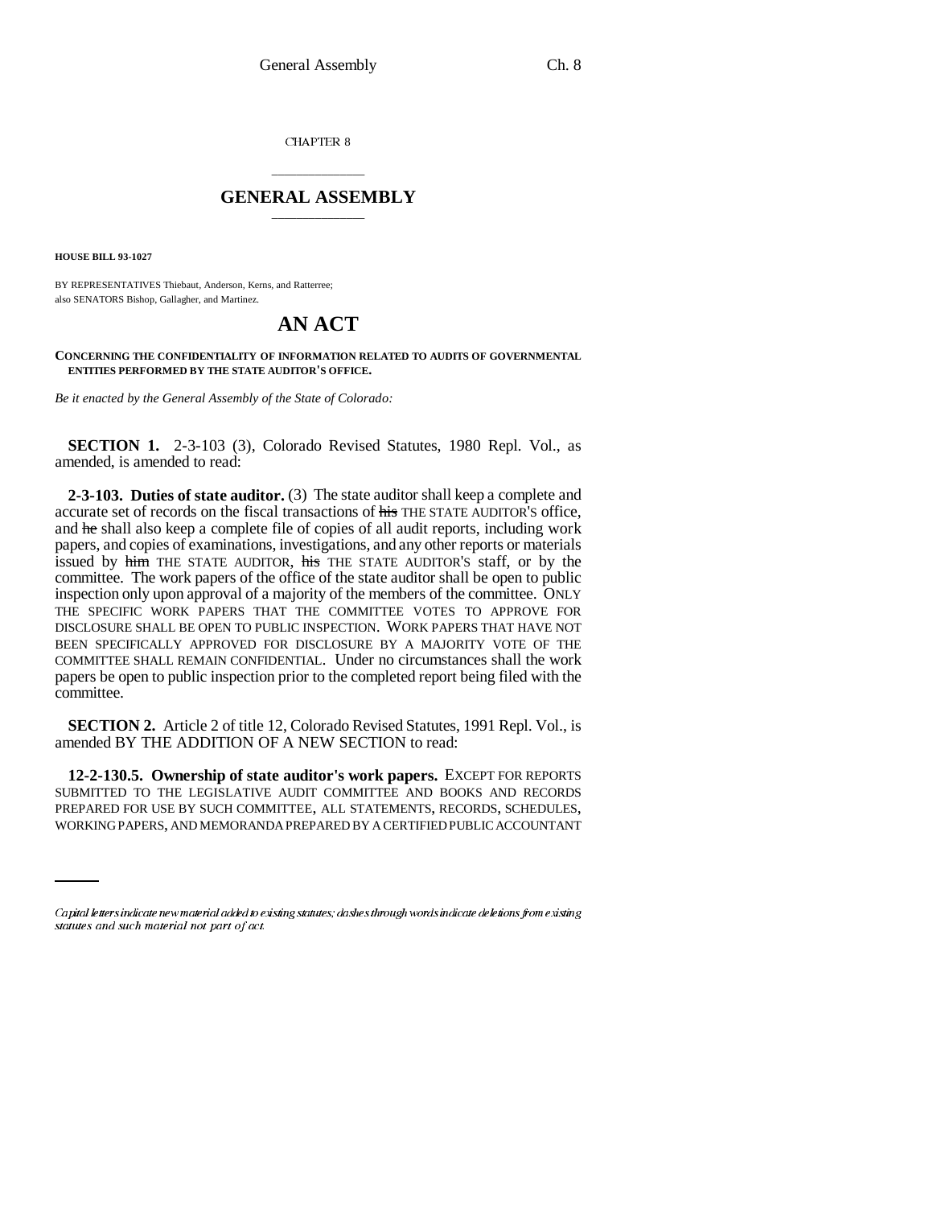CHAPTER 8

## GENERAL ASSEMBLY

**HOUSE BILL 93-1027**

BY REPRESENTATIVES Thiebaut, Anderson, Kerns, and Ratterree;
also SENATORS Bishop, Gallagher, and Martinez.

# AN ACT

**CONCERNING THE CONFIDENTIALITY OF INFORMATION RELATED TO AUDITS OF GOVERNMENTAL ENTITIES PERFORMED BY THE STATE AUDITOR'S OFFICE.**

*Be it enacted by the General Assembly of the State of Colorado:*

**SECTION 1.** 2-3-103 (3), Colorado Revised Statutes, 1980 Repl. Vol., as amended, is amended to read:

**2-3-103. Duties of state auditor.** (3) The state auditor shall keep a complete and accurate set of records on the fiscal transactions of ~~his~~ THE STATE AUDITOR'S office, and ~~he~~ shall also keep a complete file of copies of all audit reports, including work papers, and copies of examinations, investigations, and any other reports or materials issued by ~~him~~ THE STATE AUDITOR, ~~his~~ THE STATE AUDITOR'S staff, or by the committee. The work papers of the office of the state auditor shall be open to public inspection only upon approval of a majority of the members of the committee. ONLY THE SPECIFIC WORK PAPERS THAT THE COMMITTEE VOTES TO APPROVE FOR DISCLOSURE SHALL BE OPEN TO PUBLIC INSPECTION. WORK PAPERS THAT HAVE NOT BEEN SPECIFICALLY APPROVED FOR DISCLOSURE BY A MAJORITY VOTE OF THE COMMITTEE SHALL REMAIN CONFIDENTIAL. Under no circumstances shall the work papers be open to public inspection prior to the completed report being filed with the committee.

**SECTION 2.** Article 2 of title 12, Colorado Revised Statutes, 1991 Repl. Vol., is amended BY THE ADDITION OF A NEW SECTION to read:

**12-2-130.5. Ownership of state auditor's work papers.** EXCEPT FOR REPORTS SUBMITTED TO THE LEGISLATIVE AUDIT COMMITTEE AND BOOKS AND RECORDS PREPARED FOR USE BY SUCH COMMITTEE, ALL STATEMENTS, RECORDS, SCHEDULES, WORKING PAPERS, AND MEMORANDA PREPARED BY A CERTIFIED PUBLIC ACCOUNTANT

*Capital letters indicate new material added to existing statutes; dashes through words indicate deletions from existing statutes and such material not part of act.*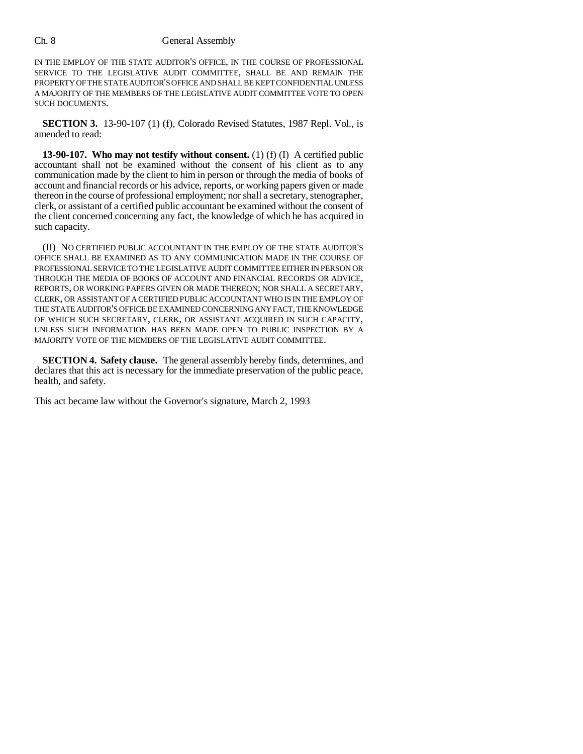IN THE EMPLOY OF THE STATE AUDITOR'S OFFICE, IN THE COURSE OF PROFESSIONAL SERVICE TO THE LEGISLATIVE AUDIT COMMITTEE, SHALL BE AND REMAIN THE PROPERTY OF THE STATE AUDITOR'S OFFICE AND SHALL BE KEPT CONFIDENTIAL UNLESS A MAJORITY OF THE MEMBERS OF THE LEGISLATIVE AUDIT COMMITTEE VOTE TO OPEN SUCH DOCUMENTS.

**SECTION 3.** 13-90-107 (1) (f), Colorado Revised Statutes, 1987 Repl. Vol., is amended to read:

**13-90-107. Who may not testify without consent.** (1) (f) (I) A certified public accountant shall not be examined without the consent of his client as to any communication made by the client to him in person or through the media of books of account and financial records or his advice, reports, or working papers given or made thereon in the course of professional employment; nor shall a secretary, stenographer, clerk, or assistant of a certified public accountant be examined without the consent of the client concerned concerning any fact, the knowledge of which he has acquired in such capacity.

(II) NO CERTIFIED PUBLIC ACCOUNTANT IN THE EMPLOY OF THE STATE AUDITOR'S OFFICE SHALL BE EXAMINED AS TO ANY COMMUNICATION MADE IN THE COURSE OF PROFESSIONAL SERVICE TO THE LEGISLATIVE AUDIT COMMITTEE EITHER IN PERSON OR THROUGH THE MEDIA OF BOOKS OF ACCOUNT AND FINANCIAL RECORDS OR ADVICE, REPORTS, OR WORKING PAPERS GIVEN OR MADE THEREON; NOR SHALL A SECRETARY, CLERK, OR ASSISTANT OF A CERTIFIED PUBLIC ACCOUNTANT WHO IS IN THE EMPLOY OF THE STATE AUDITOR'S OFFICE BE EXAMINED CONCERNING ANY FACT, THE KNOWLEDGE OF WHICH SUCH SECRETARY, CLERK, OR ASSISTANT ACQUIRED IN SUCH CAPACITY, UNLESS SUCH INFORMATION HAS BEEN MADE OPEN TO PUBLIC INSPECTION BY A MAJORITY VOTE OF THE MEMBERS OF THE LEGISLATIVE AUDIT COMMITTEE.

**SECTION 4. Safety clause.** The general assembly hereby finds, determines, and declares that this act is necessary for the immediate preservation of the public peace, health, and safety.

This act became law without the Governor's signature, March 2, 1993